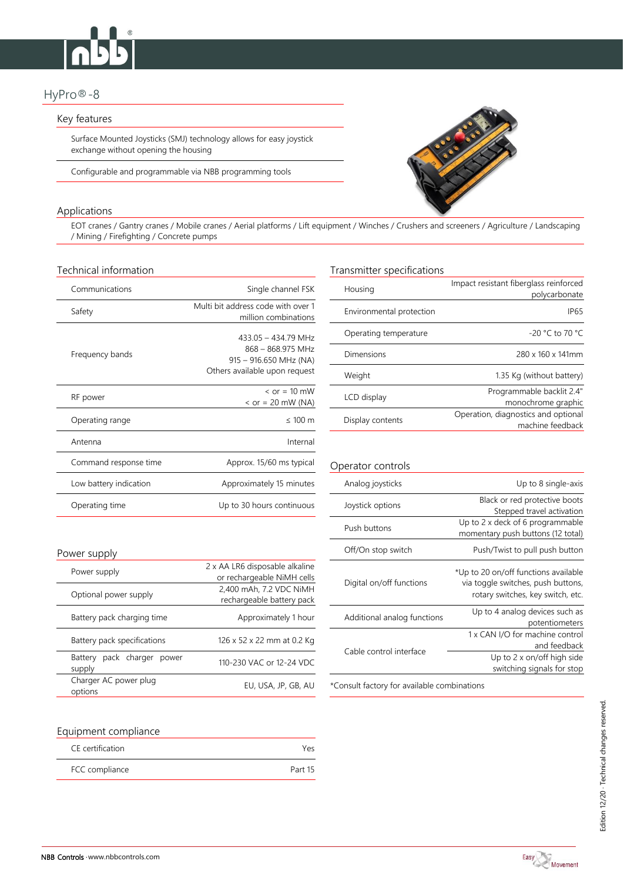# HyPro® -8

## Key features

- Surface Mounted Joysticks (SMJ) technology allows for easy joystick exchange without opening the housing
- Configurable and programmable via NBB programming tools

## Applications

EOT cranes / Gantry cranes / Mobile cranes / Aerial platforms / Lift equipment / Winches / Crushers and screeners / Agriculture / Landscaping / Mining / Firefighting / Concrete pumps

## Technical information

| | |
|---|---|
| Communications | Single channel FSK |
| Safety | Multi bit address code with over 1 million combinations |
| Frequency bands | 433.05 – 434.79 MHz<br>868 – 868.975 MHz<br>915 – 916.650 MHz (NA)<br>Others available upon request |
| RF power | < or = 10 mW<br>< or = 20 mW (NA) |
| Operating range | ≤ 100 m |
| Antenna | Internal |
| Command response time | Approx. 15/60 ms typical |
| Low battery indication | Approximately 15 minutes |
| Operating time | Up to 30 hours continuous |

## Power supply

| | |
|---|---|
| Power supply | 2 x AA LR6 disposable alkaline or rechargeable NiMH cells |
| Optional power supply | 2,400 mAh, 7.2 VDC NiMH rechargeable battery pack |
| Battery pack charging time | Approximately 1 hour |
| Battery pack specifications | 126 x 52 x 22 mm at 0.2 Kg |
| Battery pack charger power supply | 110-230 VAC or 12-24 VDC |
| Charger AC power plug options | EU, USA, JP, GB, AU |

## Equipment compliance

| | |
|---|---|
| CE certification | Yes |
| FCC compliance | Part 15 |

## Transmitter specifications

| | |
|---|---|
| Housing | Impact resistant fiberglass reinforced polycarbonate |
| Environmental protection | IP65 |
| Operating temperature | -20 °C to 70 °C |
| Dimensions | 280 x 160 x 141mm |
| Weight | 1.35 Kg (without battery) |
| LCD display | Programmable backlit 2.4" monochrome graphic |
| Display contents | Operation, diagnostics and optional machine feedback |

## Operator controls

| | |
|---|---|
| Analog joysticks | Up to 8 single-axis |
| Joystick options | Black or red protective boots<br>Stepped travel activation |
| Push buttons | Up to 2 x deck of 6 programmable momentary push buttons (12 total) |
| Off/On stop switch | Push/Twist to pull push button |
| Digital on/off functions | *Up to 20 on/off functions available via toggle switches, push buttons, rotary switches, key switch, etc. |
| Additional analog functions | Up to 4 analog devices such as potentiometers |
| Cable control interface | 1 x CAN I/O for machine control and feedback<br>Up to 2 x on/off high side switching signals for stop |

*Consult factory for available combinations

Edition 12/20 · Technical changes reserved.

NBB Controls · www.nbbcontrols.com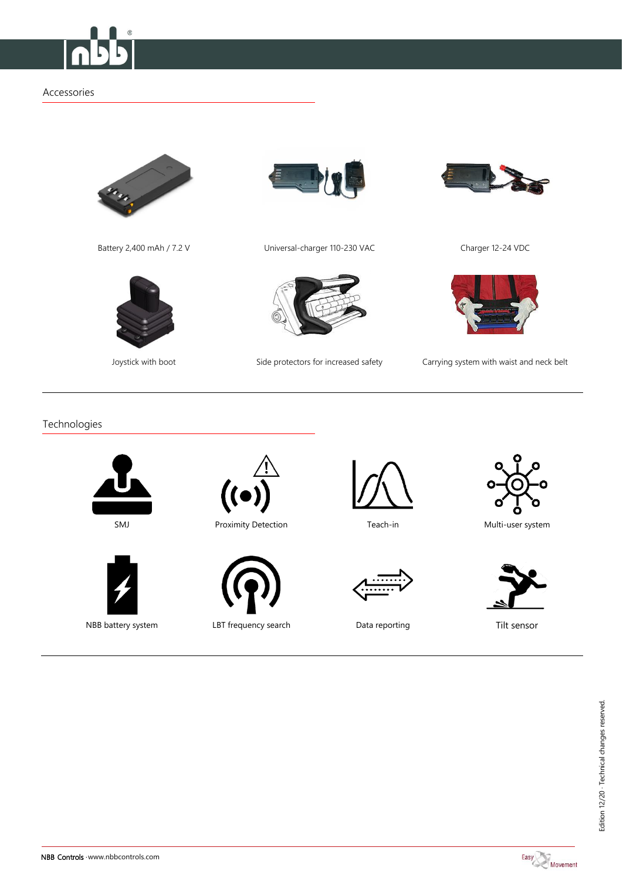## Accessories

Battery 2,400 mAh / 7.2 V

Universal-charger 110-230 VAC

Charger 12-24 VDC

Joystick with boot

Side protectors for increased safety

Carrying system with waist and neck belt

## Technologies

SMJ

Proximity Detection

Teach-in

Multi-user system

NBB battery system

LBT frequency search

Data reporting

Tilt sensor

Edition 12/20 · Technical changes reserved.

NBB Controls · www.nbbcontrols.com